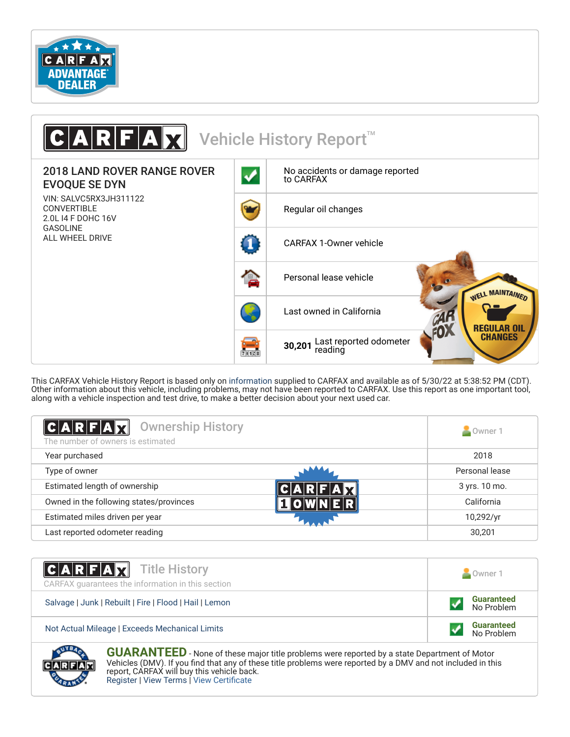CARFAX ADVANTAGE DEALER

# CARFAX Vehicle History Report™

## 2018 LAND ROVER RANGE ROVER EVOQUE SE DYN

VIN: SALVC5RX3JH311122
CONVERTIBLE
2.0L I4 F DOHC 16V
GASOLINE
ALL WHEEL DRIVE

- No accidents or damage reported to CARFAX
- Regular oil changes
- CARFAX 1-Owner vehicle
- Personal lease vehicle
- Last owned in California
- **30,201** Last reported odometer reading

WELL MAINTAINED — REGULAR OIL CHANGES

This CARFAX Vehicle History Report is based only on information supplied to CARFAX and available as of 5/30/22 at 5:38:52 PM (CDT). Other information about this vehicle, including problems, may not have been reported to CARFAX. Use this report as one important tool, along with a vehicle inspection and test drive, to make a better decision about your next used car.

## CARFAX Ownership History

The number of owners is estimated

CARFAX 1 OWNER

| | Owner 1 |
|---|---|
| Year purchased | 2018 |
| Type of owner | Personal lease |
| Estimated length of ownership | 3 yrs. 10 mo. |
| Owned in the following states/provinces | California |
| Estimated miles driven per year | 10,292/yr |
| Last reported odometer reading | 30,201 |

## CARFAX Title History

CARFAX guarantees the information in this section

| | Owner 1 |
|---|---|
| Salvage \| Junk \| Rebuilt \| Fire \| Flood \| Hail \| Lemon | **Guaranteed** No Problem |
| Not Actual Mileage \| Exceeds Mechanical Limits | **Guaranteed** No Problem |

BUYBACK GUARANTEE

**GUARANTEED** - None of these major title problems were reported by a state Department of Motor Vehicles (DMV). If you find that any of these title problems were reported by a DMV and not included in this report, CARFAX will buy this vehicle back.
Register | View Terms | View Certificate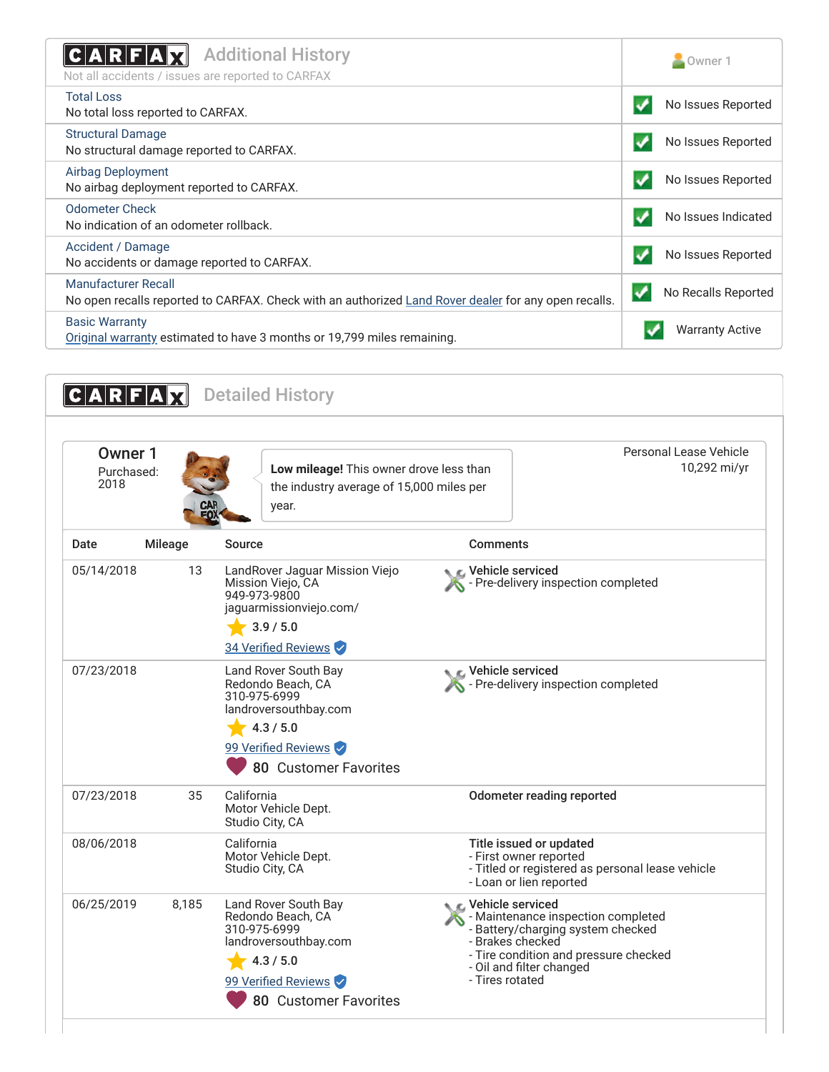## CARFAX Additional History

Not all accidents / issues are reported to CARFAX

| | Owner 1 |
|---|---|
| **Total Loss**<br>No total loss reported to CARFAX. | No Issues Reported |
| **Structural Damage**<br>No structural damage reported to CARFAX. | No Issues Reported |
| **Airbag Deployment**<br>No airbag deployment reported to CARFAX. | No Issues Reported |
| **Odometer Check**<br>No indication of an odometer rollback. | No Issues Indicated |
| **Accident / Damage**<br>No accidents or damage reported to CARFAX. | No Issues Reported |
| **Manufacturer Recall**<br>No open recalls reported to CARFAX. Check with an authorized Land Rover dealer for any open recalls. | No Recalls Reported |
| **Basic Warranty**<br>Original warranty estimated to have 3 months or 19,799 miles remaining. | Warranty Active |

## CARFAX Detailed History

### Owner 1

Purchased: 2018

Personal Lease Vehicle
10,292 mi/yr

**Low mileage!** This owner drove less than the industry average of 15,000 miles per year.

| Date | Mileage | Source | Comments |
|---|---|---|---|
| 05/14/2018 | 13 | LandRover Jaguar Mission Viejo<br>Mission Viejo, CA<br>949-973-9800<br>jaguarmissionviejo.com/<br>3.9 / 5.0<br>34 Verified Reviews | **Vehicle serviced**<br>- Pre-delivery inspection completed |
| 07/23/2018 | | Land Rover South Bay<br>Redondo Beach, CA<br>310-975-6999<br>landroversouthbay.com<br>4.3 / 5.0<br>99 Verified Reviews<br>80 Customer Favorites | **Vehicle serviced**<br>- Pre-delivery inspection completed |
| 07/23/2018 | 35 | California<br>Motor Vehicle Dept.<br>Studio City, CA | **Odometer reading reported** |
| 08/06/2018 | | California<br>Motor Vehicle Dept.<br>Studio City, CA | **Title issued or updated**<br>- First owner reported<br>- Titled or registered as personal lease vehicle<br>- Loan or lien reported |
| 06/25/2019 | 8,185 | Land Rover South Bay<br>Redondo Beach, CA<br>310-975-6999<br>landroversouthbay.com<br>4.3 / 5.0<br>99 Verified Reviews<br>80 Customer Favorites | **Vehicle serviced**<br>- Maintenance inspection completed<br>- Battery/charging system checked<br>- Brakes checked<br>- Tire condition and pressure checked<br>- Oil and filter changed<br>- Tires rotated |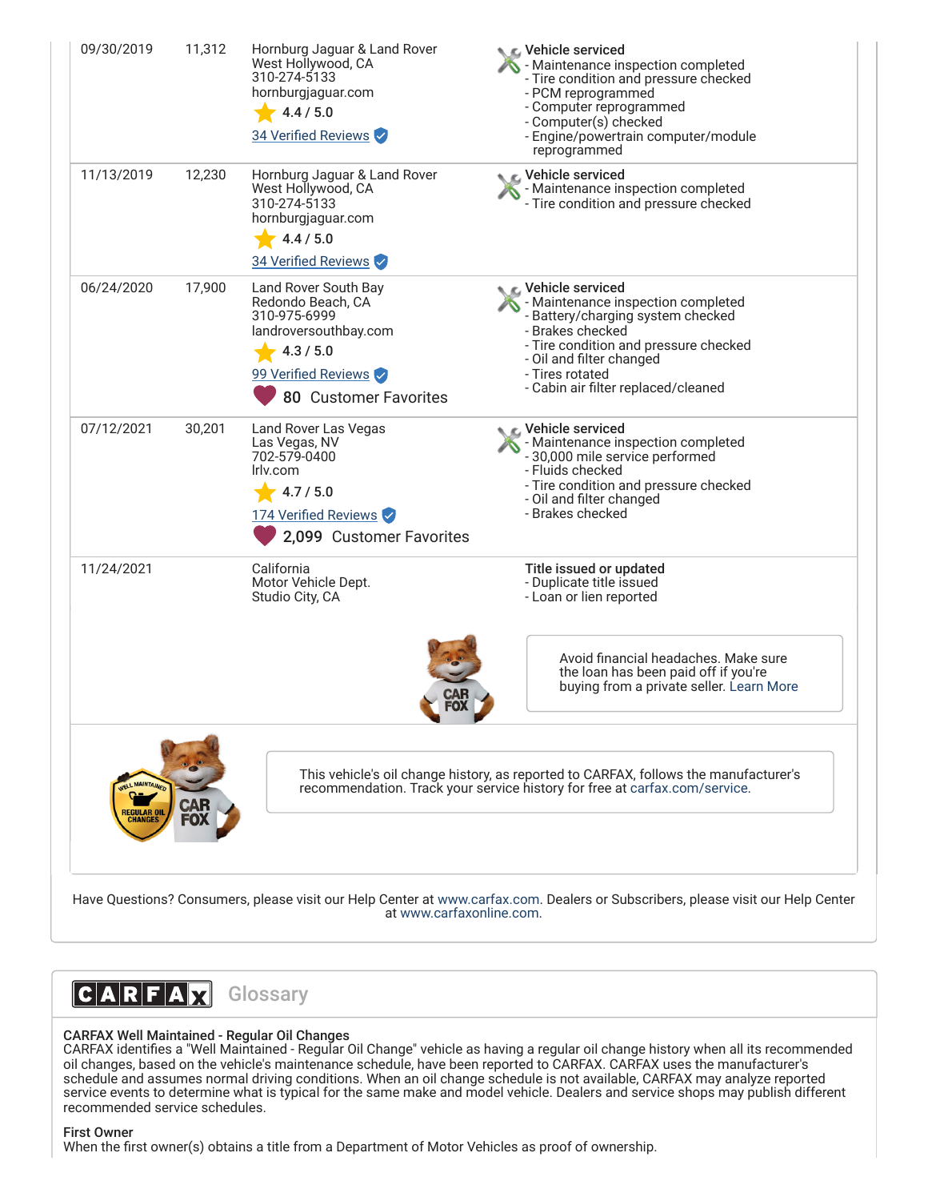| Date | Mileage | Source | Comments |
|---|---|---|---|
| 09/30/2019 | 11,312 | Hornburg Jaguar & Land Rover<br>West Hollywood, CA<br>310-274-5133<br>hornburgjaguar.com<br>4.4 / 5.0<br>34 Verified Reviews | **Vehicle serviced**<br>- Maintenance inspection completed<br>- Tire condition and pressure checked<br>- PCM reprogrammed<br>- Computer reprogrammed<br>- Computer(s) checked<br>- Engine/powertrain computer/module reprogrammed |
| 11/13/2019 | 12,230 | Hornburg Jaguar & Land Rover<br>West Hollywood, CA<br>310-274-5133<br>hornburgjaguar.com<br>4.4 / 5.0<br>34 Verified Reviews | **Vehicle serviced**<br>- Maintenance inspection completed<br>- Tire condition and pressure checked |
| 06/24/2020 | 17,900 | Land Rover South Bay<br>Redondo Beach, CA<br>310-975-6999<br>landroversouthbay.com<br>4.3 / 5.0<br>99 Verified Reviews<br>80 Customer Favorites | **Vehicle serviced**<br>- Maintenance inspection completed<br>- Battery/charging system checked<br>- Brakes checked<br>- Tire condition and pressure checked<br>- Oil and filter changed<br>- Tires rotated<br>- Cabin air filter replaced/cleaned |
| 07/12/2021 | 30,201 | Land Rover Las Vegas<br>Las Vegas, NV<br>702-579-0400<br>lrlv.com<br>4.7 / 5.0<br>174 Verified Reviews<br>2,099 Customer Favorites | **Vehicle serviced**<br>- Maintenance inspection completed<br>- 30,000 mile service performed<br>- Fluids checked<br>- Tire condition and pressure checked<br>- Oil and filter changed<br>- Brakes checked |
| 11/24/2021 | | California<br>Motor Vehicle Dept.<br>Studio City, CA | **Title issued or updated**<br>- Duplicate title issued<br>- Loan or lien reported |

Avoid financial headaches. Make sure the loan has been paid off if you're buying from a private seller. Learn More

WELL MAINTAINED - REGULAR OIL CHANGES

This vehicle's oil change history, as reported to CARFAX, follows the manufacturer's recommendation. Track your service history for free at carfax.com/service.

Have Questions? Consumers, please visit our Help Center at www.carfax.com. Dealers or Subscribers, please visit our Help Center at www.carfaxonline.com.

## CARFAX Glossary

**CARFAX Well Maintained - Regular Oil Changes**
CARFAX identifies a "Well Maintained - Regular Oil Change" vehicle as having a regular oil change history when all its recommended oil changes, based on the vehicle's maintenance schedule, have been reported to CARFAX. CARFAX uses the manufacturer's schedule and assumes normal driving conditions. When an oil change schedule is not available, CARFAX may analyze reported service events to determine what is typical for the same make and model vehicle. Dealers and service shops may publish different recommended service schedules.

**First Owner**
When the first owner(s) obtains a title from a Department of Motor Vehicles as proof of ownership.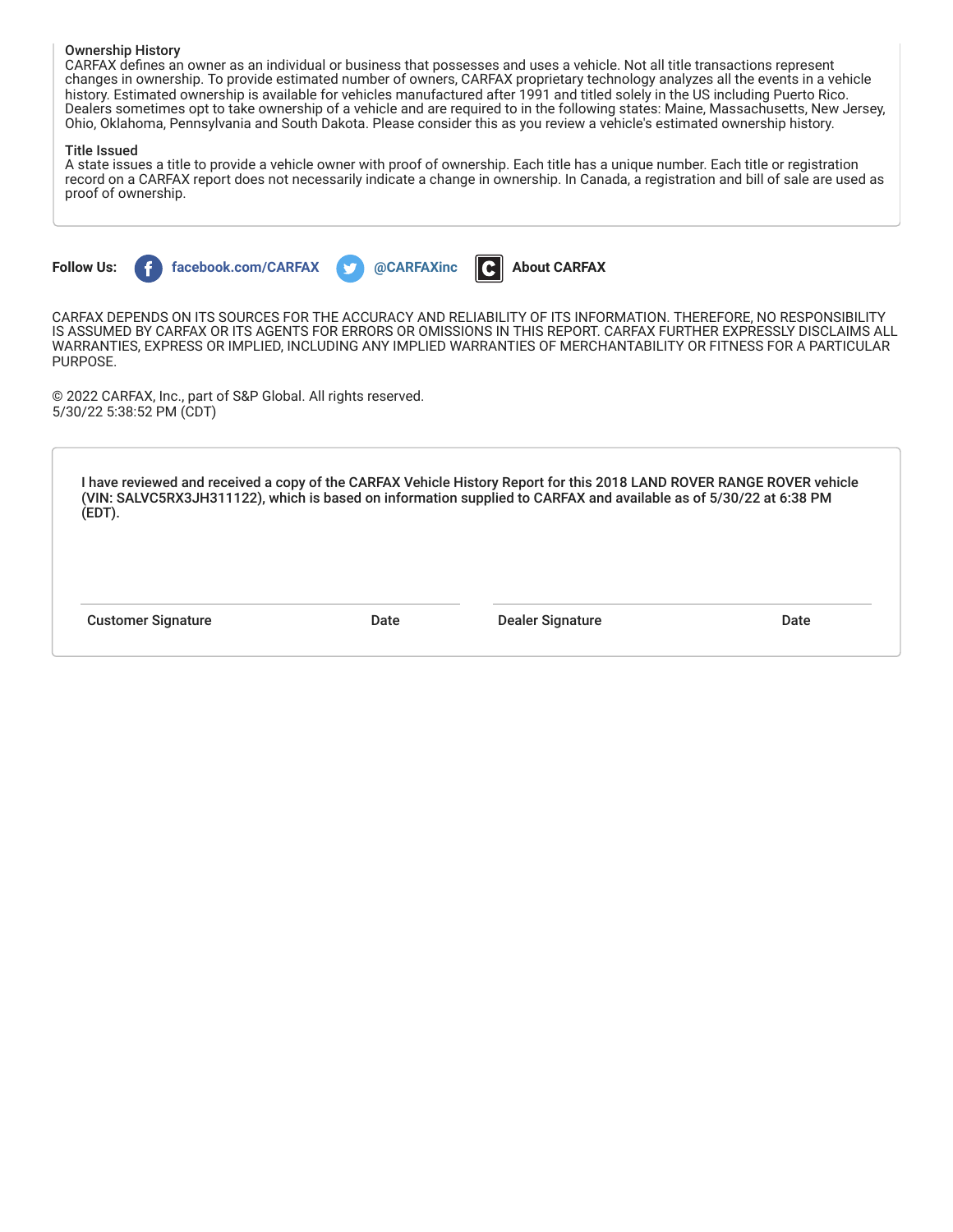### Ownership History

CARFAX defines an owner as an individual or business that possesses and uses a vehicle. Not all title transactions represent changes in ownership. To provide estimated number of owners, CARFAX proprietary technology analyzes all the events in a vehicle history. Estimated ownership is available for vehicles manufactured after 1991 and titled solely in the US including Puerto Rico. Dealers sometimes opt to take ownership of a vehicle and are required to in the following states: Maine, Massachusetts, New Jersey, Ohio, Oklahoma, Pennsylvania and South Dakota. Please consider this as you review a vehicle's estimated ownership history.

### Title Issued

A state issues a title to provide a vehicle owner with proof of ownership. Each title has a unique number. Each title or registration record on a CARFAX report does not necessarily indicate a change in ownership. In Canada, a registration and bill of sale are used as proof of ownership.

**Follow Us:** facebook.com/CARFAX @CARFAXinc About CARFAX

CARFAX DEPENDS ON ITS SOURCES FOR THE ACCURACY AND RELIABILITY OF ITS INFORMATION. THEREFORE, NO RESPONSIBILITY IS ASSUMED BY CARFAX OR ITS AGENTS FOR ERRORS OR OMISSIONS IN THIS REPORT. CARFAX FURTHER EXPRESSLY DISCLAIMS ALL WARRANTIES, EXPRESS OR IMPLIED, INCLUDING ANY IMPLIED WARRANTIES OF MERCHANTABILITY OR FITNESS FOR A PARTICULAR PURPOSE.

© 2022 CARFAX, Inc., part of S&P Global. All rights reserved.
5/30/22 5:38:52 PM (CDT)

**I have reviewed and received a copy of the CARFAX Vehicle History Report for this 2018 LAND ROVER RANGE ROVER vehicle (VIN: SALVC5RX3JH311122), which is based on information supplied to CARFAX and available as of 5/30/22 at 6:38 PM (EDT).**

| | | | |
|---|---|---|---|
| **Customer Signature** | **Date** | **Dealer Signature** | **Date** |